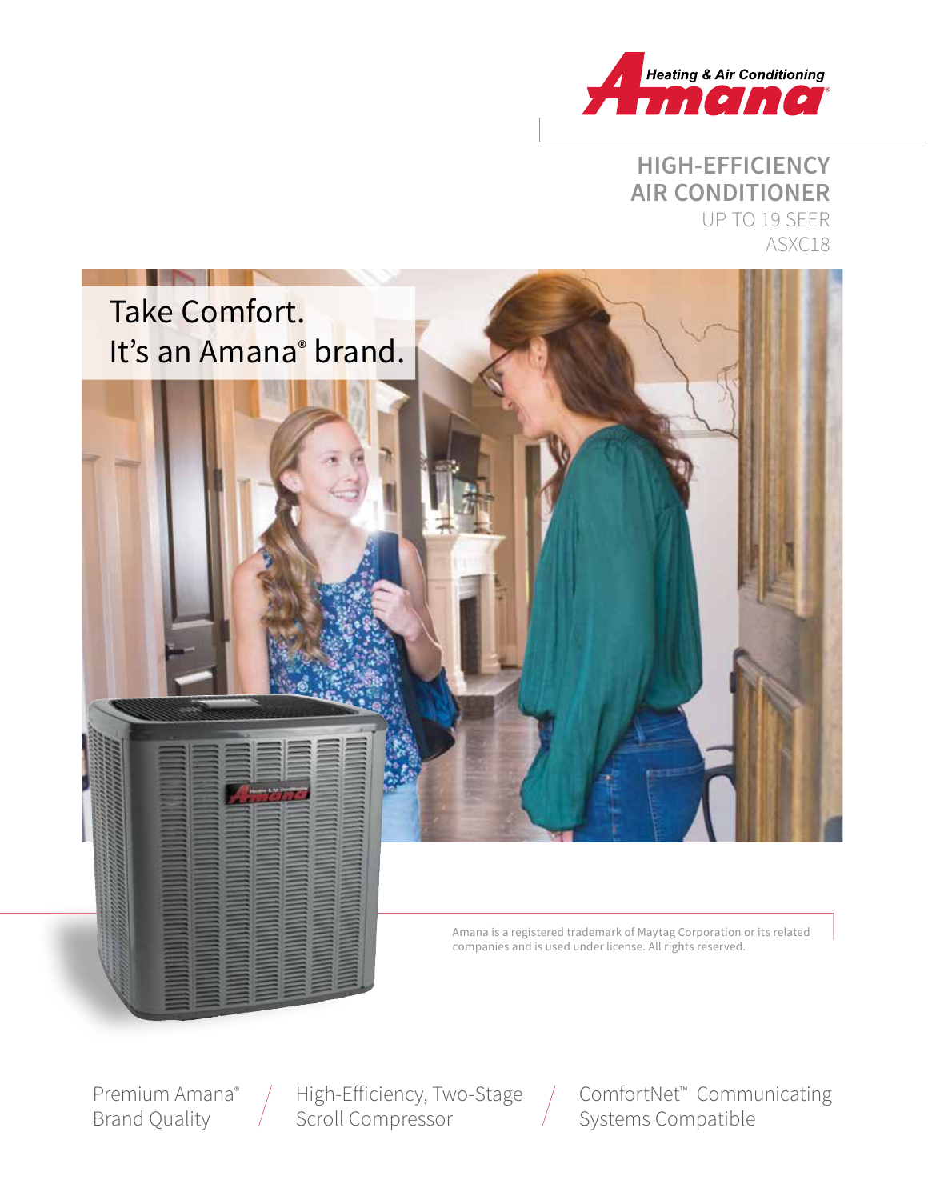Heating & Air Conditioning
Amana

# HIGH-EFFICIENCY AIR CONDITIONER

UP TO 19 SEER

ASXC18

## Take Comfort. It's an Amana® brand.

Amana is a registered trademark of Maytag Corporation or its related companies and is used under license. All rights reserved.

Premium Amana® Brand Quality / High-Efficiency, Two-Stage Scroll Compressor / ComfortNet™ Communicating Systems Compatible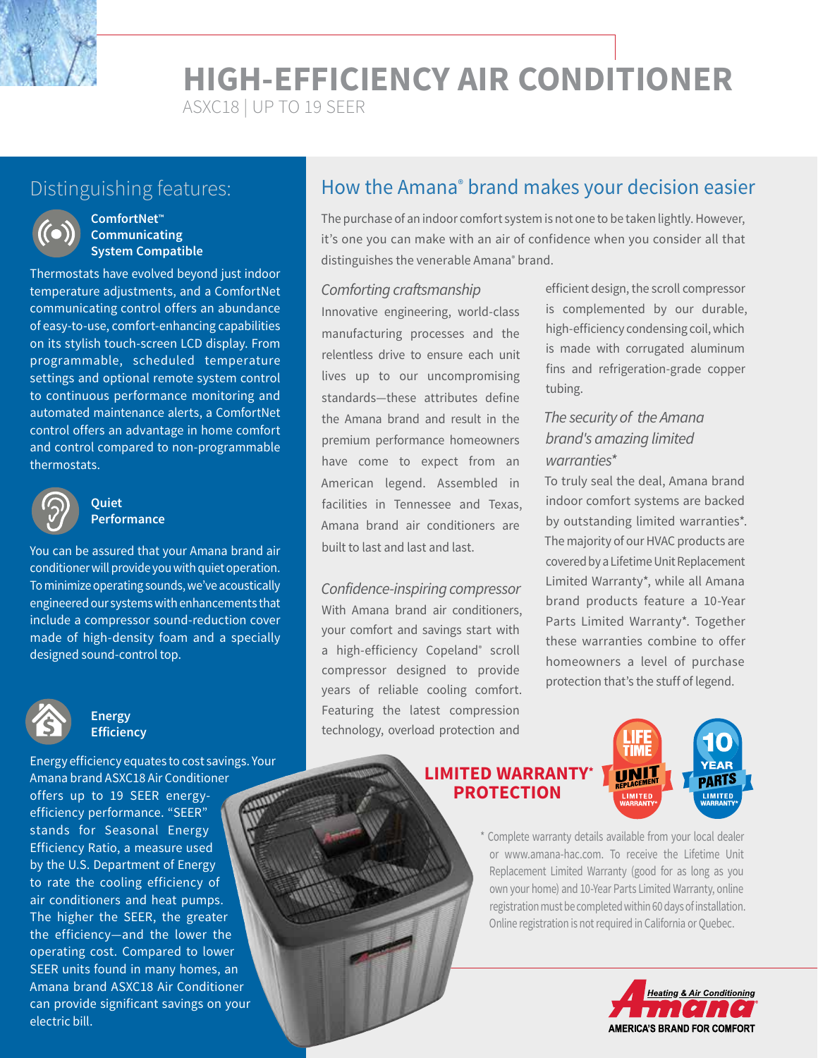# HIGH-EFFICIENCY AIR CONDITIONER

ASXC18 | UP TO 19 SEER

## Distinguishing features:

### ComfortNet™ Communicating System Compatible

Thermostats have evolved beyond just indoor temperature adjustments, and a ComfortNet communicating control offers an abundance of easy-to-use, comfort-enhancing capabilities on its stylish touch-screen LCD display. From programmable, scheduled temperature settings and optional remote system control to continuous performance monitoring and automated maintenance alerts, a ComfortNet control offers an advantage in home comfort and control compared to non-programmable thermostats.

### Quiet Performance

You can be assured that your Amana brand air conditioner will provide you with quiet operation. To minimize operating sounds, we've acoustically engineered our systems with enhancements that include a compressor sound-reduction cover made of high-density foam and a specially designed sound-control top.

### Energy Efficiency

Energy efficiency equates to cost savings. Your Amana brand ASXC18 Air Conditioner offers up to 19 SEER energy-efficiency performance. "SEER" stands for Seasonal Energy Efficiency Ratio, a measure used by the U.S. Department of Energy to rate the cooling efficiency of air conditioners and heat pumps. The higher the SEER, the greater the efficiency—and the lower the operating cost. Compared to lower SEER units found in many homes, an Amana brand ASXC18 Air Conditioner can provide significant savings on your electric bill.

## How the Amana® brand makes your decision easier

The purchase of an indoor comfort system is not one to be taken lightly. However, it's one you can make with an air of confidence when you consider all that distinguishes the venerable Amana® brand.

### *Comforting craftsmanship*

Innovative engineering, world-class manufacturing processes and the relentless drive to ensure each unit lives up to our uncompromising standards—these attributes define the Amana brand and result in the premium performance homeowners have come to expect from an American legend. Assembled in facilities in Tennessee and Texas, Amana brand air conditioners are built to last and last and last.

### *Confidence-inspiring compressor*

With Amana brand air conditioners, your comfort and savings start with a high-efficiency Copeland® scroll compressor designed to provide years of reliable cooling comfort. Featuring the latest compression technology, overload protection and efficient design, the scroll compressor is complemented by our durable, high-efficiency condensing coil, which is made with corrugated aluminum fins and refrigeration-grade copper tubing.

### *The security of the Amana brand's amazing limited warranties**

To truly seal the deal, Amana brand indoor comfort systems are backed by outstanding limited warranties*. The majority of our HVAC products are covered by a Lifetime Unit Replacement Limited Warranty*, while all Amana brand products feature a 10-Year Parts Limited Warranty*. Together these warranties combine to offer homeowners a level of purchase protection that's the stuff of legend.

**LIMITED WARRANTY* PROTECTION**

LIFETIME UNIT REPLACEMENT LIMITED WARRANTY* | 10 YEAR PARTS LIMITED WARRANTY*

* Complete warranty details available from your local dealer or www.amana-hac.com. To receive the Lifetime Unit Replacement Limited Warranty (good for as long as you own your home) and 10-Year Parts Limited Warranty, online registration must be completed within 60 days of installation. Online registration is not required in California or Quebec.

Amana Heating & Air Conditioning — AMERICA'S BRAND FOR COMFORT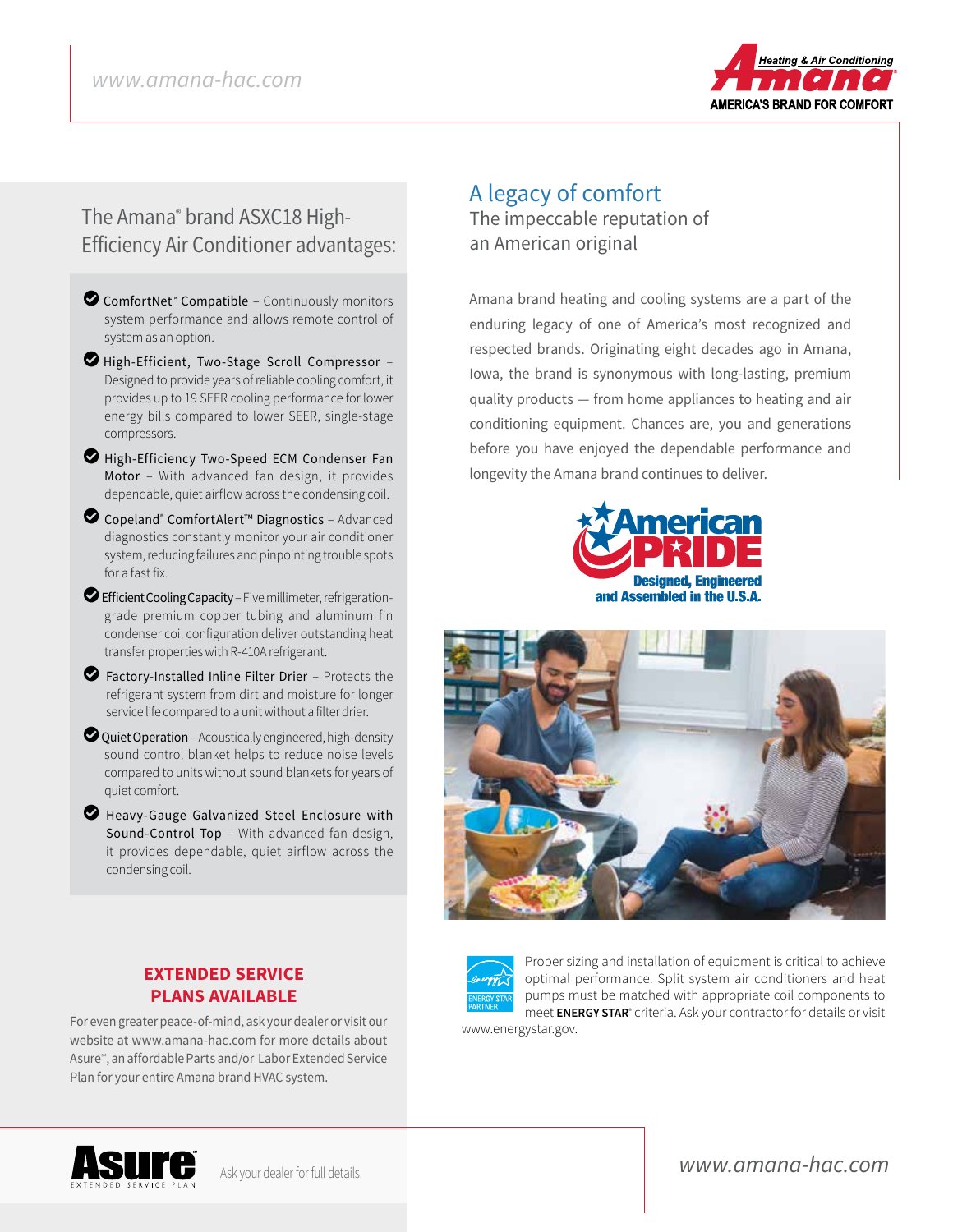## The Amana® brand ASXC18 High-Efficiency Air Conditioner advantages:

- **ComfortNet™ Compatible** – Continuously monitors system performance and allows remote control of system as an option.
- **High-Efficient, Two-Stage Scroll Compressor** – Designed to provide years of reliable cooling comfort, it provides up to 19 SEER cooling performance for lower energy bills compared to lower SEER, single-stage compressors.
- **High-Efficiency Two-Speed ECM Condenser Fan Motor** – With advanced fan design, it provides dependable, quiet airflow across the condensing coil.
- **Copeland® ComfortAlert™ Diagnostics** – Advanced diagnostics constantly monitor your air conditioner system, reducing failures and pinpointing trouble spots for a fast fix.
- **Efficient Cooling Capacity** – Five millimeter, refrigeration-grade premium copper tubing and aluminum fin condenser coil configuration deliver outstanding heat transfer properties with R-410A refrigerant.
- **Factory-Installed Inline Filter Drier** – Protects the refrigerant system from dirt and moisture for longer service life compared to a unit without a filter drier.
- **Quiet Operation** – Acoustically engineered, high-density sound control blanket helps to reduce noise levels compared to units without sound blankets for years of quiet comfort.
- **Heavy-Gauge Galvanized Steel Enclosure with Sound-Control Top** – With advanced fan design, it provides dependable, quiet airflow across the condensing coil.

### EXTENDED SERVICE PLANS AVAILABLE

For even greater peace-of-mind, ask your dealer or visit our website at www.amana-hac.com for more details about Asure℠, an affordable Parts and/or Labor Extended Service Plan for your entire Amana brand HVAC system.

Asure℠ EXTENDED SERVICE PLAN — Ask your dealer for full details.

## A legacy of comfort

### The impeccable reputation of an American original

Amana brand heating and cooling systems are a part of the enduring legacy of one of America's most recognized and respected brands. Originating eight decades ago in Amana, Iowa, the brand is synonymous with long-lasting, premium quality products — from home appliances to heating and air conditioning equipment. Chances are, you and generations before you have enjoyed the dependable performance and longevity the Amana brand continues to deliver.

American PRIDE — Designed, Engineered and Assembled in the U.S.A.

Proper sizing and installation of equipment is critical to achieve optimal performance. Split system air conditioners and heat pumps must be matched with appropriate coil components to meet **ENERGY STAR**® criteria. Ask your contractor for details or visit www.energystar.gov.

www.amana-hac.com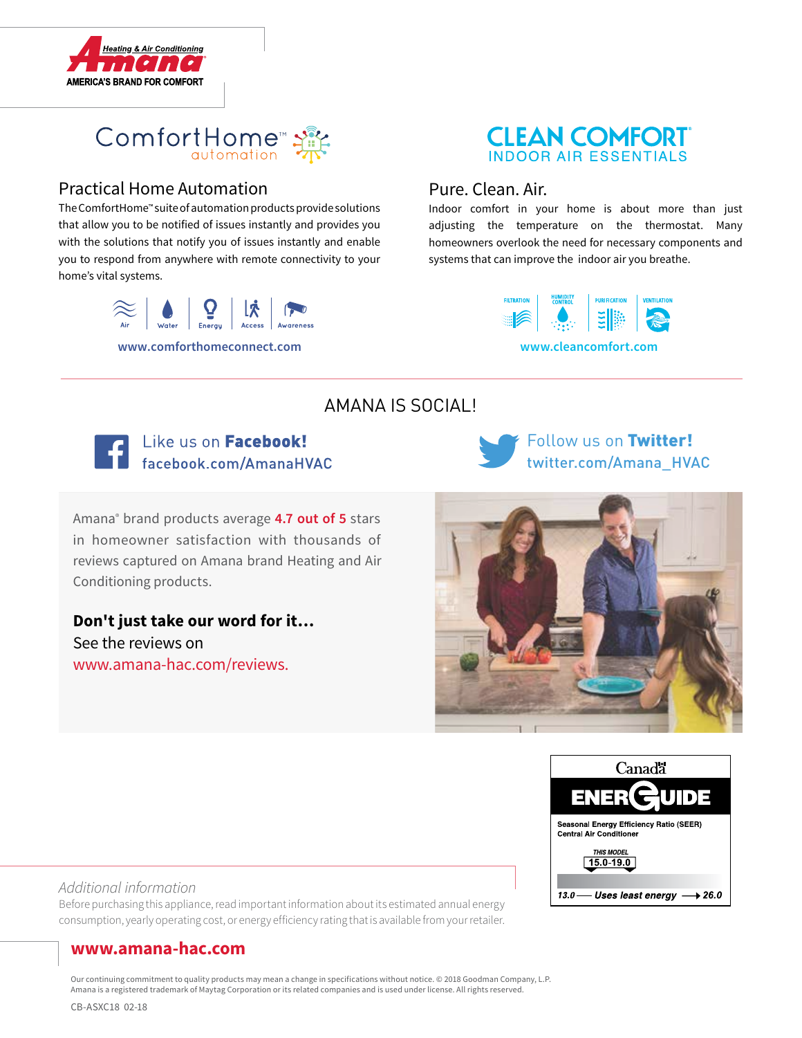Amana Heating & Air Conditioning
AMERICA'S BRAND FOR COMFORT

ComfortHome™ automation

## Practical Home Automation

The ComfortHome™ suite of automation products provide solutions that allow you to be notified of issues instantly and provides you with the solutions that notify you of issues instantly and enable you to respond from anywhere with remote connectivity to your home's vital systems.

Air | Water | Energy | Access | Awareness

**www.comforthomeconnect.com**

CLEAN COMFORT
INDOOR AIR ESSENTIALS

## Pure. Clean. Air.

Indoor comfort in your home is about more than just adjusting the temperature on the thermostat. Many homeowners overlook the need for necessary components and systems that can improve the indoor air you breathe.

FILTRATION | HUMIDITY CONTROL | PURIFICATION | VENTILATION

**www.cleancomfort.com**

## AMANA IS SOCIAL!

Like us on **Facebook!**
facebook.com/AmanaHVAC

Follow us on **Twitter!**
twitter.com/Amana_HVAC

Amana® brand products average **4.7 out of 5** stars in homeowner satisfaction with thousands of reviews captured on Amana brand Heating and Air Conditioning products.

**Don't just take our word for it…**
See the reviews on
www.amana-hac.com/reviews.

Canada
ENERGUIDE
Seasonal Energy Efficiency Ratio (SEER)
Central Air Conditioner
THIS MODEL
15.0-19.0
13.0 — Uses least energy → 26.0

*Additional information*

Before purchasing this appliance, read important information about its estimated annual energy consumption, yearly operating cost, or energy efficiency rating that is available from your retailer.

**www.amana-hac.com**

Our continuing commitment to quality products may mean a change in specifications without notice. © 2018 Goodman Company, L.P.
Amana is a registered trademark of Maytag Corporation or its related companies and is used under license. All rights reserved.

CB-ASXC18 02-18